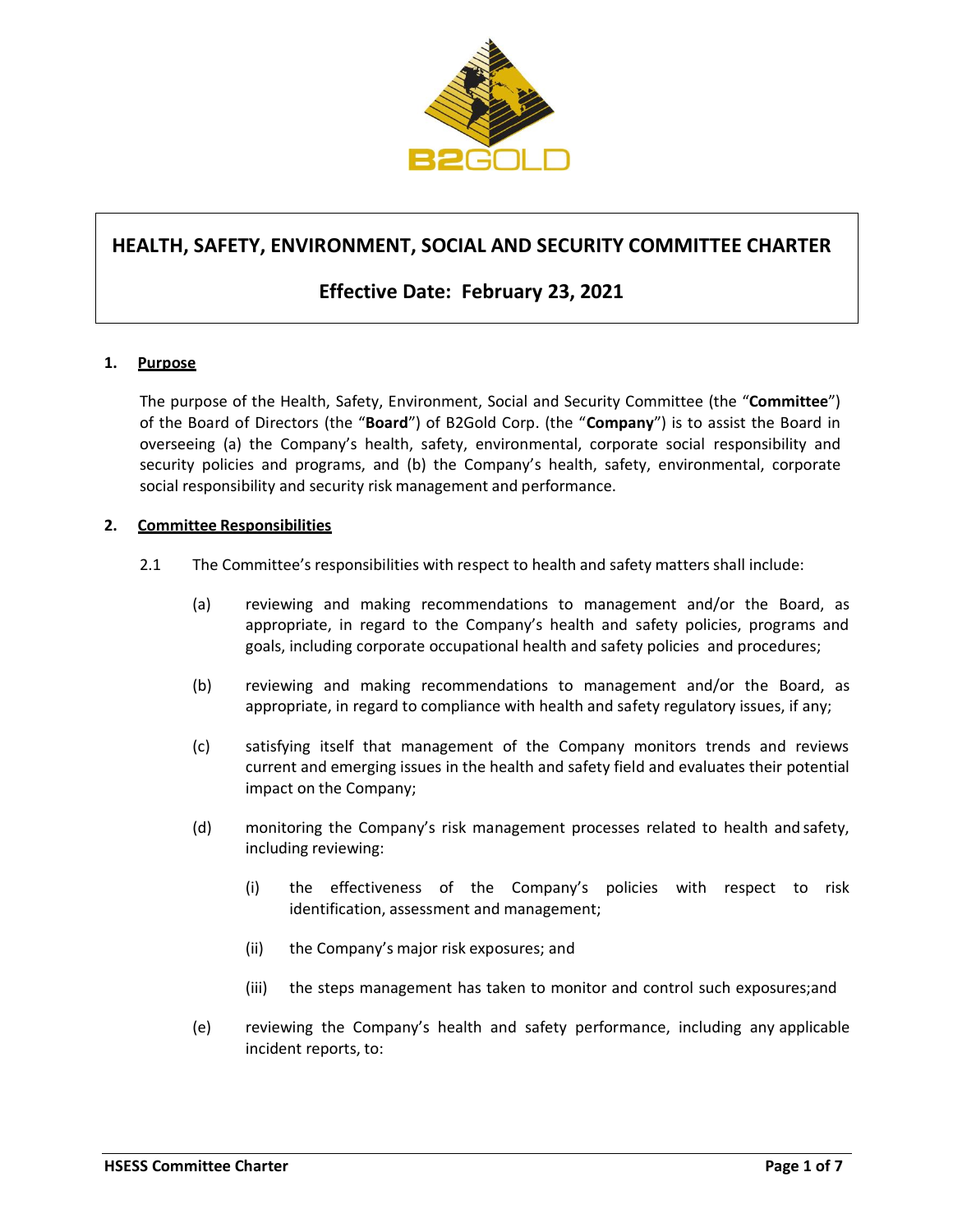# HEALTH, SAFETY, ENVIRONMENT, SOCIAL AND SECURITY COMMITTEE CHARTER

## Effective Date: February 23, 2021

### 1. Purpose

The purpose of the Health, Safety, Environment, Social and Security Committee (the "**Committee**") of the Board of Directors (the "**Board**") of B2Gold Corp. (the "**Company**") is to assist the Board in overseeing (a) the Company's health, safety, environmental, corporate social responsibility and security policies and programs, and (b) the Company's health, safety, environmental, corporate social responsibility and security risk management and performance.

### 2. Committee Responsibilities

2.1 The Committee's responsibilities with respect to health and safety matters shall include:

(a) reviewing and making recommendations to management and/or the Board, as appropriate, in regard to the Company's health and safety policies, programs and goals, including corporate occupational health and safety policies and procedures;

(b) reviewing and making recommendations to management and/or the Board, as appropriate, in regard to compliance with health and safety regulatory issues, if any;

(c) satisfying itself that management of the Company monitors trends and reviews current and emerging issues in the health and safety field and evaluates their potential impact on the Company;

(d) monitoring the Company's risk management processes related to health and safety, including reviewing:

(i) the effectiveness of the Company's policies with respect to risk identification, assessment and management;

(ii) the Company's major risk exposures; and

(iii) the steps management has taken to monitor and control such exposures;and

(e) reviewing the Company's health and safety performance, including any applicable incident reports, to: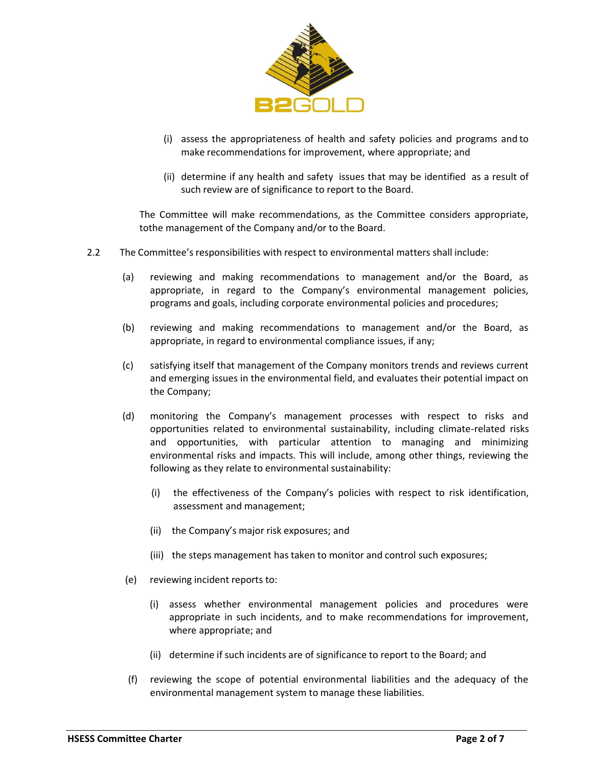(i) assess the appropriateness of health and safety policies and programs and to make recommendations for improvement, where appropriate; and

(ii) determine if any health and safety issues that may be identified as a result of such review are of significance to report to the Board.

The Committee will make recommendations, as the Committee considers appropriate, tothe management of the Company and/or to the Board.

2.2 The Committee's responsibilities with respect to environmental matters shall include:

(a) reviewing and making recommendations to management and/or the Board, as appropriate, in regard to the Company's environmental management policies, programs and goals, including corporate environmental policies and procedures;

(b) reviewing and making recommendations to management and/or the Board, as appropriate, in regard to environmental compliance issues, if any;

(c) satisfying itself that management of the Company monitors trends and reviews current and emerging issues in the environmental field, and evaluates their potential impact on the Company;

(d) monitoring the Company's management processes with respect to risks and opportunities related to environmental sustainability, including climate-related risks and opportunities, with particular attention to managing and minimizing environmental risks and impacts. This will include, among other things, reviewing the following as they relate to environmental sustainability:

(i) the effectiveness of the Company's policies with respect to risk identification, assessment and management;

(ii) the Company's major risk exposures; and

(iii) the steps management has taken to monitor and control such exposures;

(e) reviewing incident reports to:

(i) assess whether environmental management policies and procedures were appropriate in such incidents, and to make recommendations for improvement, where appropriate; and

(ii) determine if such incidents are of significance to report to the Board; and

(f) reviewing the scope of potential environmental liabilities and the adequacy of the environmental management system to manage these liabilities.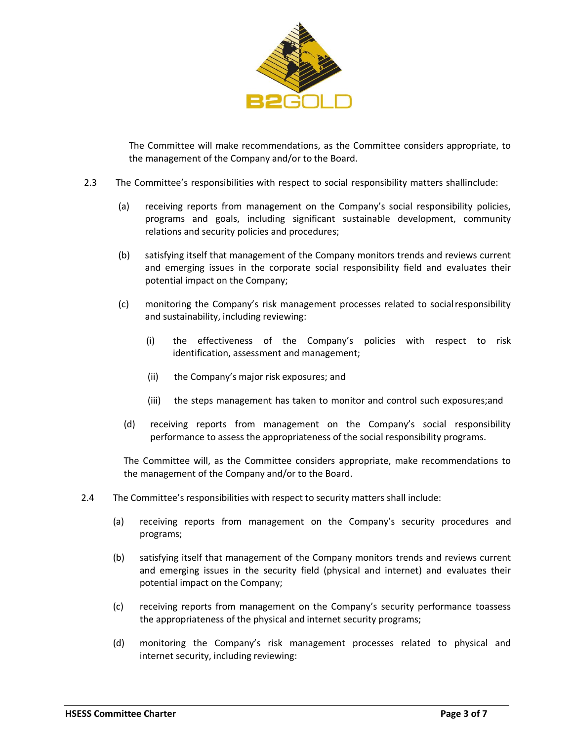The Committee will make recommendations, as the Committee considers appropriate, to the management of the Company and/or to the Board.

2.3 The Committee's responsibilities with respect to social responsibility matters shallinclude:

(a) receiving reports from management on the Company's social responsibility policies, programs and goals, including significant sustainable development, community relations and security policies and procedures;

(b) satisfying itself that management of the Company monitors trends and reviews current and emerging issues in the corporate social responsibility field and evaluates their potential impact on the Company;

(c) monitoring the Company's risk management processes related to social responsibility and sustainability, including reviewing:

(i) the effectiveness of the Company's policies with respect to risk identification, assessment and management;

(ii) the Company's major risk exposures; and

(iii) the steps management has taken to monitor and control such exposures;and

(d) receiving reports from management on the Company's social responsibility performance to assess the appropriateness of the social responsibility programs.

The Committee will, as the Committee considers appropriate, make recommendations to the management of the Company and/or to the Board.

2.4 The Committee's responsibilities with respect to security matters shall include:

(a) receiving reports from management on the Company's security procedures and programs;

(b) satisfying itself that management of the Company monitors trends and reviews current and emerging issues in the security field (physical and internet) and evaluates their potential impact on the Company;

(c) receiving reports from management on the Company's security performance toassess the appropriateness of the physical and internet security programs;

(d) monitoring the Company's risk management processes related to physical and internet security, including reviewing: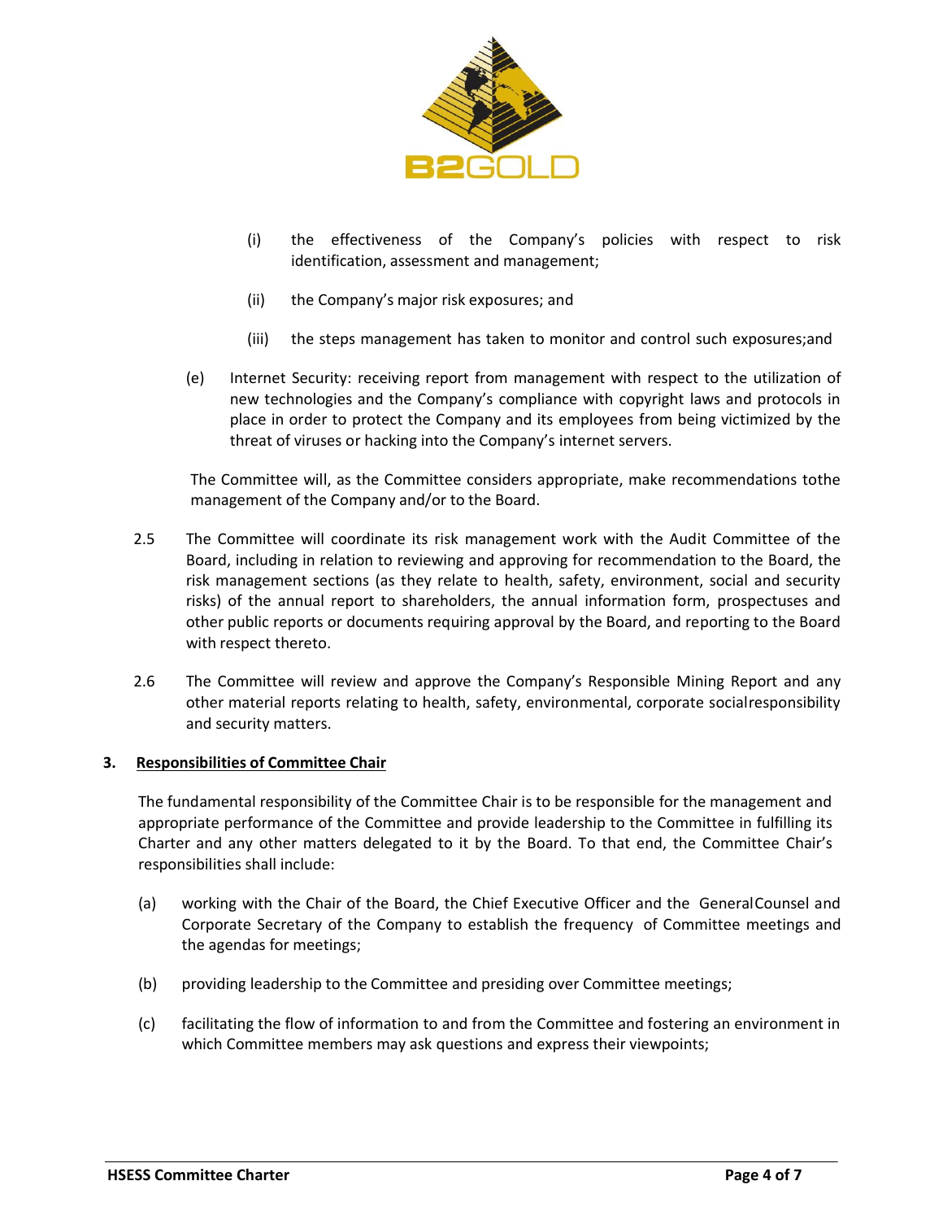(i) the effectiveness of the Company's policies with respect to risk identification, assessment and management;

(ii) the Company's major risk exposures; and

(iii) the steps management has taken to monitor and control such exposures;and

(e) Internet Security: receiving report from management with respect to the utilization of new technologies and the Company's compliance with copyright laws and protocols in place in order to protect the Company and its employees from being victimized by the threat of viruses or hacking into the Company's internet servers.

The Committee will, as the Committee considers appropriate, make recommendations tothe management of the Company and/or to the Board.

2.5 The Committee will coordinate its risk management work with the Audit Committee of the Board, including in relation to reviewing and approving for recommendation to the Board, the risk management sections (as they relate to health, safety, environment, social and security risks) of the annual report to shareholders, the annual information form, prospectuses and other public reports or documents requiring approval by the Board, and reporting to the Board with respect thereto.

2.6 The Committee will review and approve the Company's Responsible Mining Report and any other material reports relating to health, safety, environmental, corporate socialresponsibility and security matters.

## 3. Responsibilities of Committee Chair

The fundamental responsibility of the Committee Chair is to be responsible for the management and appropriate performance of the Committee and provide leadership to the Committee in fulfilling its Charter and any other matters delegated to it by the Board. To that end, the Committee Chair's responsibilities shall include:

(a) working with the Chair of the Board, the Chief Executive Officer and the GeneralCounsel and Corporate Secretary of the Company to establish the frequency of Committee meetings and the agendas for meetings;

(b) providing leadership to the Committee and presiding over Committee meetings;

(c) facilitating the flow of information to and from the Committee and fostering an environment in which Committee members may ask questions and express their viewpoints;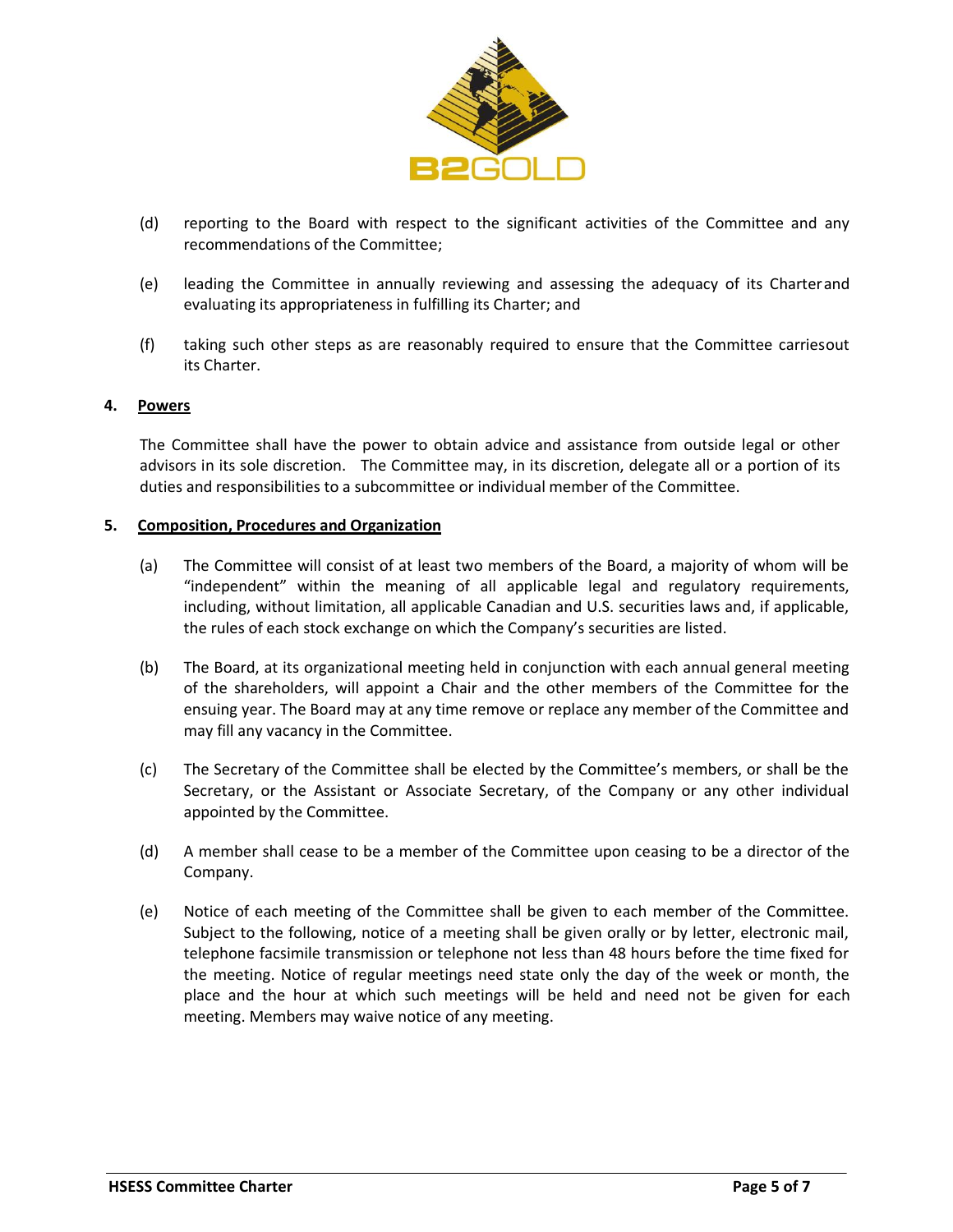(d) reporting to the Board with respect to the significant activities of the Committee and any recommendations of the Committee;

(e) leading the Committee in annually reviewing and assessing the adequacy of its Charter and evaluating its appropriateness in fulfilling its Charter; and

(f) taking such other steps as are reasonably required to ensure that the Committee carries out its Charter.

## 4. Powers

The Committee shall have the power to obtain advice and assistance from outside legal or other advisors in its sole discretion. The Committee may, in its discretion, delegate all or a portion of its duties and responsibilities to a subcommittee or individual member of the Committee.

## 5. Composition, Procedures and Organization

(a) The Committee will consist of at least two members of the Board, a majority of whom will be "independent" within the meaning of all applicable legal and regulatory requirements, including, without limitation, all applicable Canadian and U.S. securities laws and, if applicable, the rules of each stock exchange on which the Company's securities are listed.

(b) The Board, at its organizational meeting held in conjunction with each annual general meeting of the shareholders, will appoint a Chair and the other members of the Committee for the ensuing year. The Board may at any time remove or replace any member of the Committee and may fill any vacancy in the Committee.

(c) The Secretary of the Committee shall be elected by the Committee's members, or shall be the Secretary, or the Assistant or Associate Secretary, of the Company or any other individual appointed by the Committee.

(d) A member shall cease to be a member of the Committee upon ceasing to be a director of the Company.

(e) Notice of each meeting of the Committee shall be given to each member of the Committee. Subject to the following, notice of a meeting shall be given orally or by letter, electronic mail, telephone facsimile transmission or telephone not less than 48 hours before the time fixed for the meeting. Notice of regular meetings need state only the day of the week or month, the place and the hour at which such meetings will be held and need not be given for each meeting. Members may waive notice of any meeting.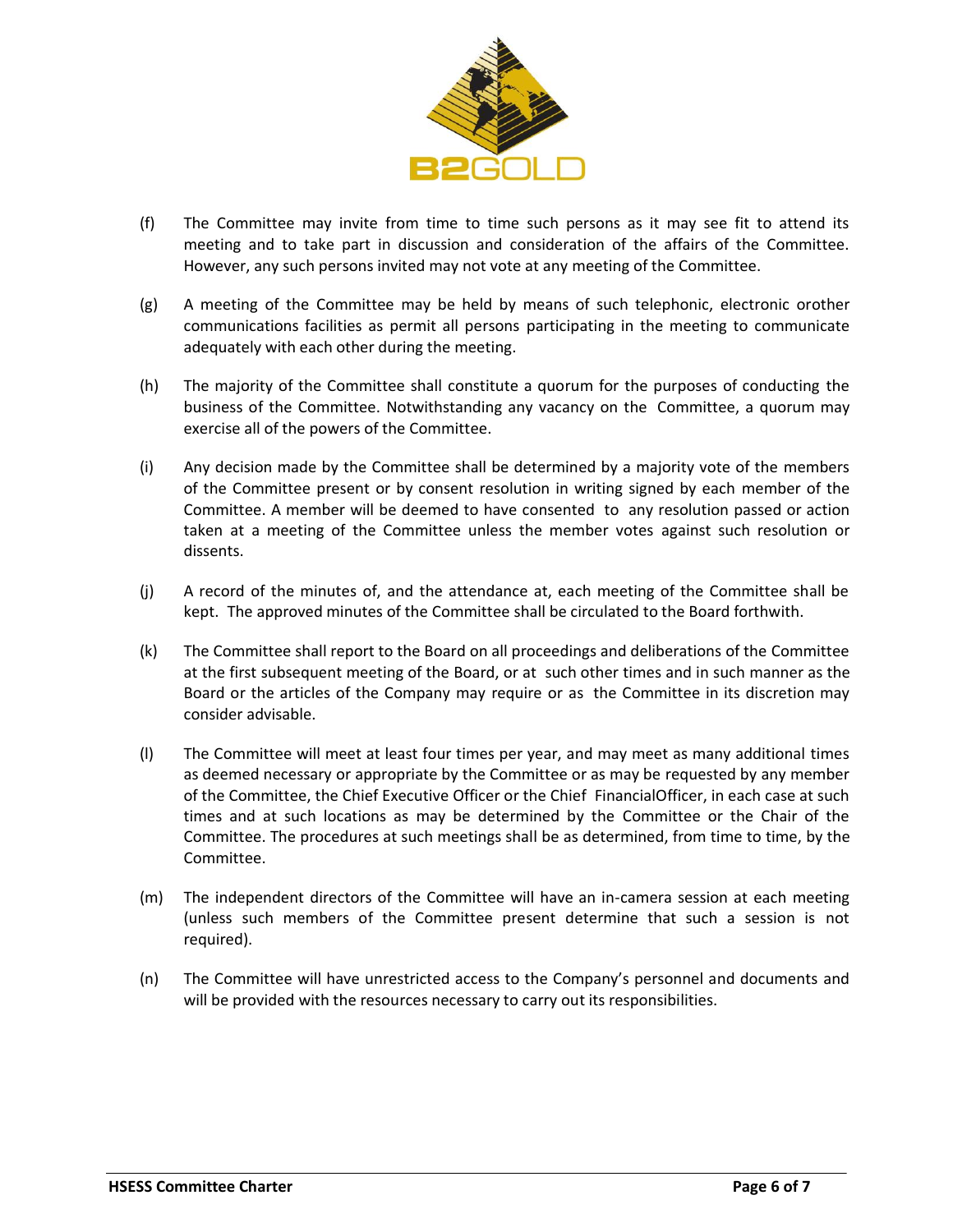(f) The Committee may invite from time to time such persons as it may see fit to attend its meeting and to take part in discussion and consideration of the affairs of the Committee. However, any such persons invited may not vote at any meeting of the Committee.

(g) A meeting of the Committee may be held by means of such telephonic, electronic orother communications facilities as permit all persons participating in the meeting to communicate adequately with each other during the meeting.

(h) The majority of the Committee shall constitute a quorum for the purposes of conducting the business of the Committee. Notwithstanding any vacancy on the Committee, a quorum may exercise all of the powers of the Committee.

(i) Any decision made by the Committee shall be determined by a majority vote of the members of the Committee present or by consent resolution in writing signed by each member of the Committee. A member will be deemed to have consented to any resolution passed or action taken at a meeting of the Committee unless the member votes against such resolution or dissents.

(j) A record of the minutes of, and the attendance at, each meeting of the Committee shall be kept. The approved minutes of the Committee shall be circulated to the Board forthwith.

(k) The Committee shall report to the Board on all proceedings and deliberations of the Committee at the first subsequent meeting of the Board, or at such other times and in such manner as the Board or the articles of the Company may require or as the Committee in its discretion may consider advisable.

(l) The Committee will meet at least four times per year, and may meet as many additional times as deemed necessary or appropriate by the Committee or as may be requested by any member of the Committee, the Chief Executive Officer or the Chief FinancialOfficer, in each case at such times and at such locations as may be determined by the Committee or the Chair of the Committee. The procedures at such meetings shall be as determined, from time to time, by the Committee.

(m) The independent directors of the Committee will have an in-camera session at each meeting (unless such members of the Committee present determine that such a session is not required).

(n) The Committee will have unrestricted access to the Company's personnel and documents and will be provided with the resources necessary to carry out its responsibilities.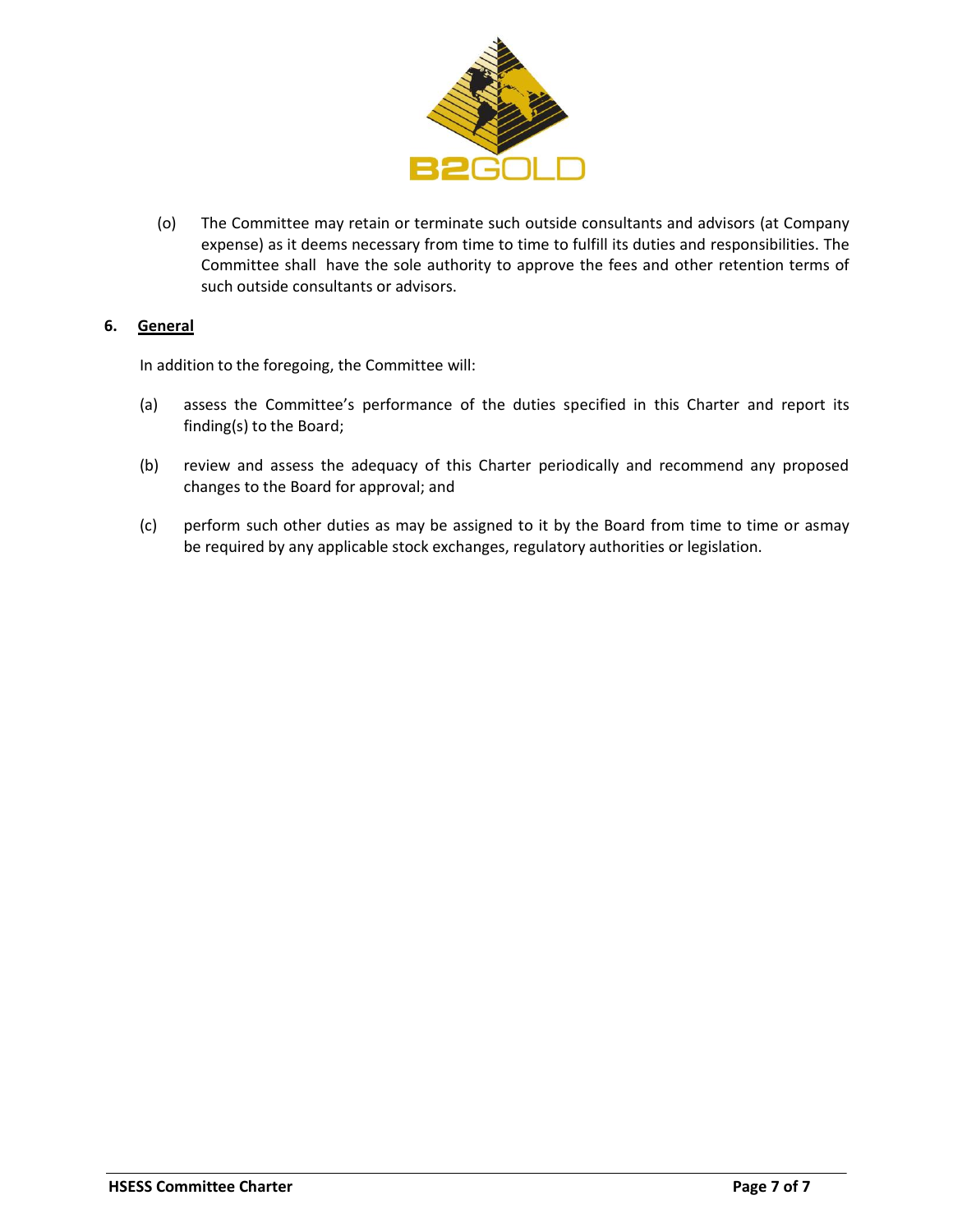(o) The Committee may retain or terminate such outside consultants and advisors (at Company expense) as it deems necessary from time to time to fulfill its duties and responsibilities. The Committee shall have the sole authority to approve the fees and other retention terms of such outside consultants or advisors.

## 6. General

In addition to the foregoing, the Committee will:

(a) assess the Committee's performance of the duties specified in this Charter and report its finding(s) to the Board;

(b) review and assess the adequacy of this Charter periodically and recommend any proposed changes to the Board for approval; and

(c) perform such other duties as may be assigned to it by the Board from time to time or asmay be required by any applicable stock exchanges, regulatory authorities or legislation.